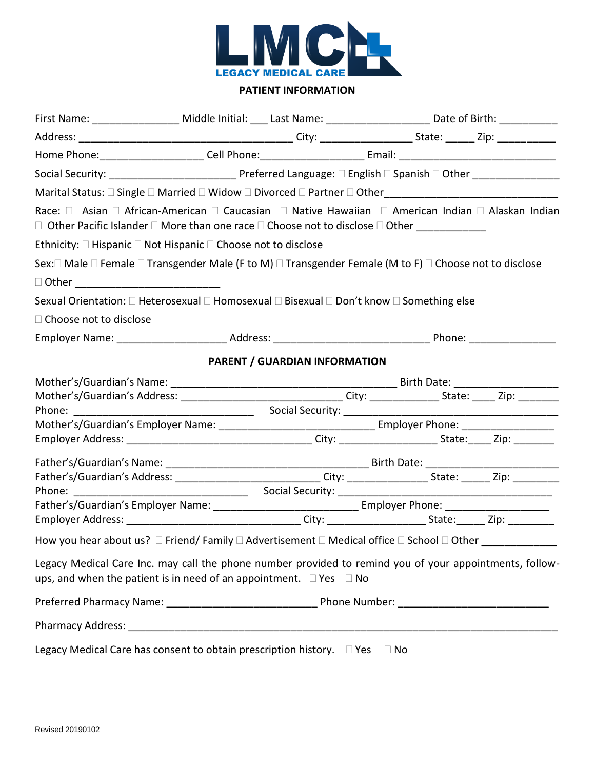LMC
LEGACY MEDICAL CARE

## PATIENT INFORMATION

First Name: _______________ Middle Initial: ___ Last Name: __________________ Date of Birth: __________

Address: _____________________________________ City: _______________ State: _____ Zip: __________

Home Phone:_________________ Cell Phone:_________________ Email: ___________________________

Social Security: ______________________ Preferred Language: ☐ English ☐ Spanish ☐ Other _______________

Marital Status: ☐ Single ☐ Married ☐ Widow ☐ Divorced ☐ Partner ☐ Other______________________________

Race: ☐ Asian ☐ African-American ☐ Caucasian ☐ Native Hawaiian ☐ American Indian ☐ Alaskan Indian ☐ Other Pacific Islander ☐ More than one race ☐ Choose not to disclose ☐ Other ____________

Ethnicity: ☐ Hispanic ☐ Not Hispanic ☐ Choose not to disclose

Sex: ☐ Male ☐ Female ☐ Transgender Male (F to M) ☐ Transgender Female (M to F) ☐ Choose not to disclose ☐ Other ________________________

Sexual Orientation: ☐ Heterosexual ☐ Homosexual ☐ Bisexual ☐ Don't know ☐ Something else ☐ Choose not to disclose

Employer Name: ___________________ Address: ___________________________ Phone: _______________

## PARENT / GUARDIAN INFORMATION

Mother's/Guardian's Name: _______________________________________ Birth Date: __________________
Mother's/Guardian's Address: ____________________________ City: ____________ State: ____ Zip: _______
Phone: _______________________________ Social Security: _____________________________________
Mother's/Guardian's Employer Name: ___________________________ Employer Phone: ________________
Employer Address: ________________________________ City: _________________ State:____ Zip: _______

Father's/Guardian's Name: ___________________________________ Birth Date: _______________________
Father's/Guardian's Address: ________________________ City: ______________ State: _____ Zip: ________
Phone: ______________________________ Social Security: _____________________________________
Father's/Guardian's Employer Name: _________________________ Employer Phone: __________________
Employer Address: ______________________________ City: _________________ State:_____ Zip: ________

How you hear about us? ☐ Friend/ Family ☐ Advertisement ☐ Medical office ☐ School ☐ Other _____________

Legacy Medical Care Inc. may call the phone number provided to remind you of your appointments, follow-ups, and when the patient is in need of an appointment. ☐ Yes ☐ No

Preferred Pharmacy Name: __________________________ Phone Number: __________________________

Pharmacy Address: _________________________________________________________________________

Legacy Medical Care has consent to obtain prescription history. ☐ Yes ☐ No

Revised 20190102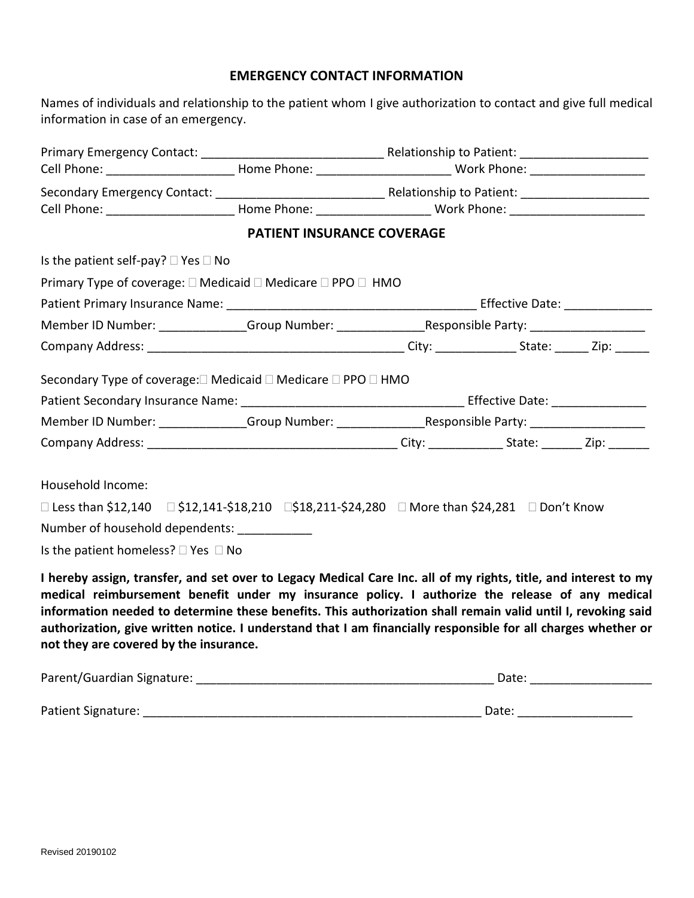## EMERGENCY CONTACT INFORMATION

Names of individuals and relationship to the patient whom I give authorization to contact and give full medical information in case of an emergency.

Primary Emergency Contact: ___________________________ Relationship to Patient: ___________________
Cell Phone: ___________________ Home Phone: ____________________ Work Phone: _________________

Secondary Emergency Contact: _________________________ Relationship to Patient: ___________________
Cell Phone: ___________________ Home Phone: _________________ Work Phone: _____________________

## PATIENT INSURANCE COVERAGE

Is the patient self-pay? ☐ Yes ☐ No

Primary Type of coverage: ☐ Medicaid ☐ Medicare ☐ PPO ☐ HMO

Patient Primary Insurance Name: ____________________________________ Effective Date: _____________

Member ID Number: _____________Group Number: _____________Responsible Party: _________________

Company Address: ______________________________________ City: ____________ State: _____ Zip: _____

Secondary Type of coverage:☐ Medicaid ☐ Medicare ☐ PPO ☐ HMO

Patient Secondary Insurance Name: _________________________________ Effective Date: ______________

Member ID Number: _____________Group Number: _____________Responsible Party: _________________

Company Address: _____________________________________ City: ___________ State: ______ Zip: ______

Household Income:

☐ Less than $12,140 ☐ $12,141-$18,210 ☐$18,211-$24,280 ☐ More than $24,281 ☐ Don't Know

Number of household dependents: ___________

Is the patient homeless? ☐ Yes ☐ No

**I hereby assign, transfer, and set over to Legacy Medical Care Inc. all of my rights, title, and interest to my medical reimbursement benefit under my insurance policy. I authorize the release of any medical information needed to determine these benefits. This authorization shall remain valid until I, revoking said authorization, give written notice. I understand that I am financially responsible for all charges whether or not they are covered by the insurance.**

Parent/Guardian Signature: _____________________________________________ Date: __________________

Patient Signature: ____________________________________________________ Date: _________________

Revised 20190102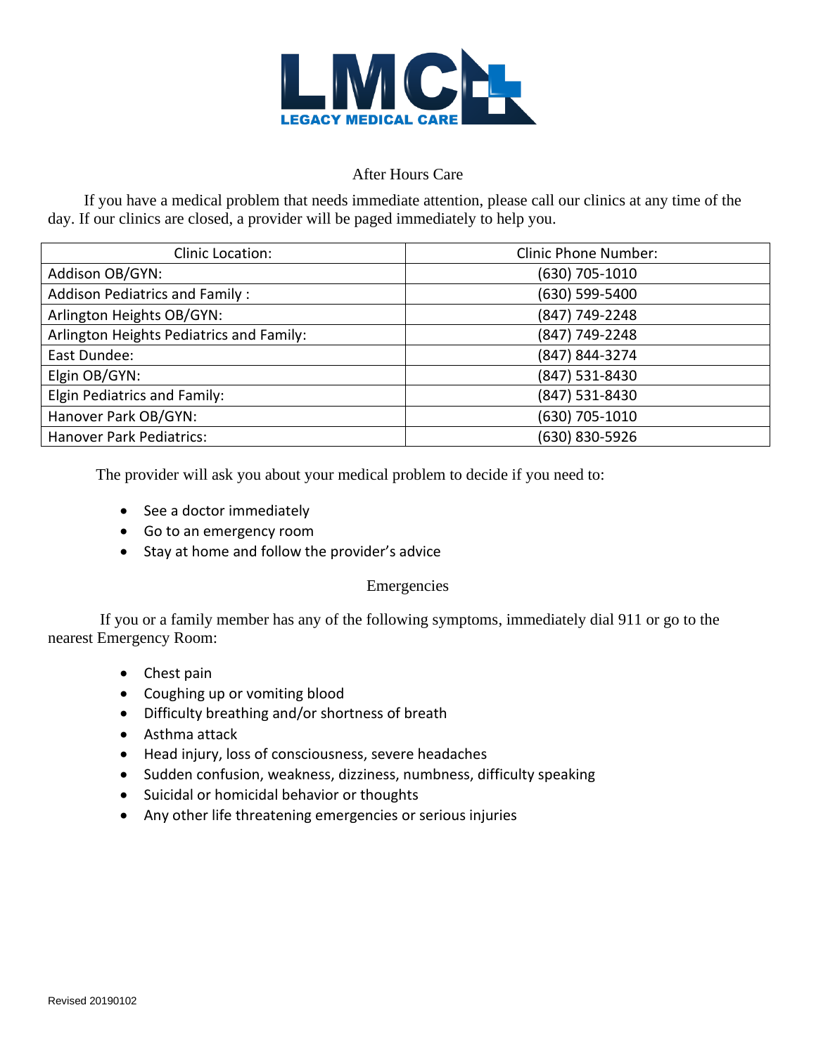LMC LEGACY MEDICAL CARE

## After Hours Care

If you have a medical problem that needs immediate attention, please call our clinics at any time of the day. If our clinics are closed, a provider will be paged immediately to help you.

| Clinic Location: | Clinic Phone Number: |
| --- | --- |
| Addison OB/GYN: | (630) 705-1010 |
| Addison Pediatrics and Family : | (630) 599-5400 |
| Arlington Heights OB/GYN: | (847) 749-2248 |
| Arlington Heights Pediatrics and Family: | (847) 749-2248 |
| East Dundee: | (847) 844-3274 |
| Elgin OB/GYN: | (847) 531-8430 |
| Elgin Pediatrics and Family: | (847) 531-8430 |
| Hanover Park OB/GYN: | (630) 705-1010 |
| Hanover Park Pediatrics: | (630) 830-5926 |

The provider will ask you about your medical problem to decide if you need to:

- See a doctor immediately
- Go to an emergency room
- Stay at home and follow the provider's advice

## Emergencies

If you or a family member has any of the following symptoms, immediately dial 911 or go to the nearest Emergency Room:

- Chest pain
- Coughing up or vomiting blood
- Difficulty breathing and/or shortness of breath
- Asthma attack
- Head injury, loss of consciousness, severe headaches
- Sudden confusion, weakness, dizziness, numbness, difficulty speaking
- Suicidal or homicidal behavior or thoughts
- Any other life threatening emergencies or serious injuries

Revised 20190102